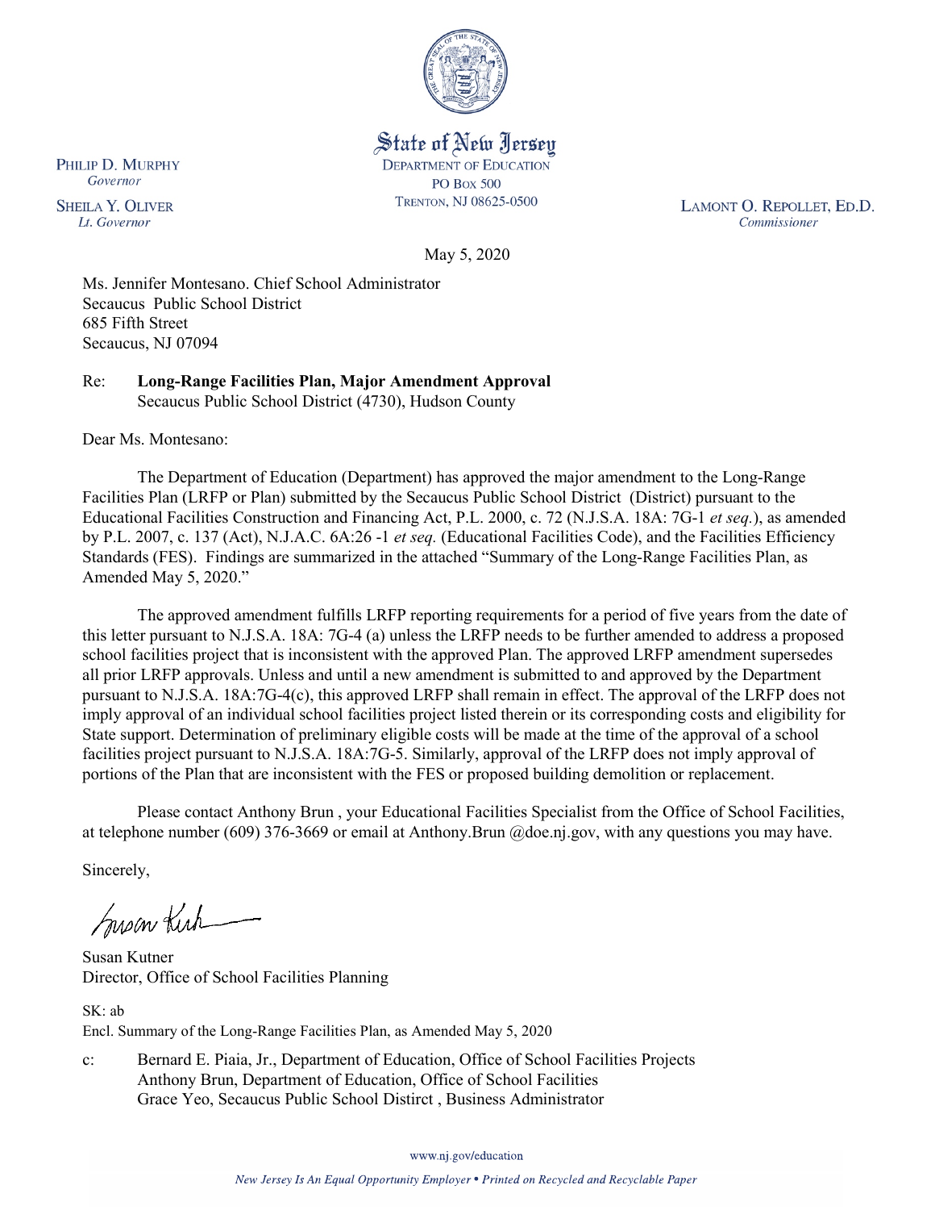State of New Jersey
DEPARTMENT OF EDUCATION
PO Box 500
TRENTON, NJ 08625-0500

PHILIP D. MURPHY
*Governor*

SHEILA Y. OLIVER
*Lt. Governor*

LAMONT O. REPOLLET, ED.D.
*Commissioner*

May 5, 2020

Ms. Jennifer Montesano. Chief School Administrator
Secaucus Public School District
685 Fifth Street
Secaucus, NJ 07094

Re: **Long-Range Facilities Plan, Major Amendment Approval**
Secaucus Public School District (4730), Hudson County

Dear Ms. Montesano:

The Department of Education (Department) has approved the major amendment to the Long-Range Facilities Plan (LRFP or Plan) submitted by the Secaucus Public School District (District) pursuant to the Educational Facilities Construction and Financing Act, P.L. 2000, c. 72 (N.J.S.A. 18A: 7G-1 *et seq.*), as amended by P.L. 2007, c. 137 (Act), N.J.A.C. 6A:26 -1 *et seq.* (Educational Facilities Code), and the Facilities Efficiency Standards (FES). Findings are summarized in the attached "Summary of the Long-Range Facilities Plan, as Amended May 5, 2020."

The approved amendment fulfills LRFP reporting requirements for a period of five years from the date of this letter pursuant to N.J.S.A. 18A: 7G-4 (a) unless the LRFP needs to be further amended to address a proposed school facilities project that is inconsistent with the approved Plan. The approved LRFP amendment supersedes all prior LRFP approvals. Unless and until a new amendment is submitted to and approved by the Department pursuant to N.J.S.A. 18A:7G-4(c), this approved LRFP shall remain in effect. The approval of the LRFP does not imply approval of an individual school facilities project listed therein or its corresponding costs and eligibility for State support. Determination of preliminary eligible costs will be made at the time of the approval of a school facilities project pursuant to N.J.S.A. 18A:7G-5. Similarly, approval of the LRFP does not imply approval of portions of the Plan that are inconsistent with the FES or proposed building demolition or replacement.

Please contact Anthony Brun , your Educational Facilities Specialist from the Office of School Facilities, at telephone number (609) 376-3669 or email at Anthony.Brun @doe.nj.gov, with any questions you may have.

Sincerely,

Susan Kutner
Director, Office of School Facilities Planning

SK: ab
Encl. Summary of the Long-Range Facilities Plan, as Amended May 5, 2020

c: Bernard E. Piaia, Jr., Department of Education, Office of School Facilities Projects
Anthony Brun, Department of Education, Office of School Facilities
Grace Yeo, Secaucus Public School Distirct , Business Administrator

www.nj.gov/education

*New Jersey Is An Equal Opportunity Employer • Printed on Recycled and Recyclable Paper*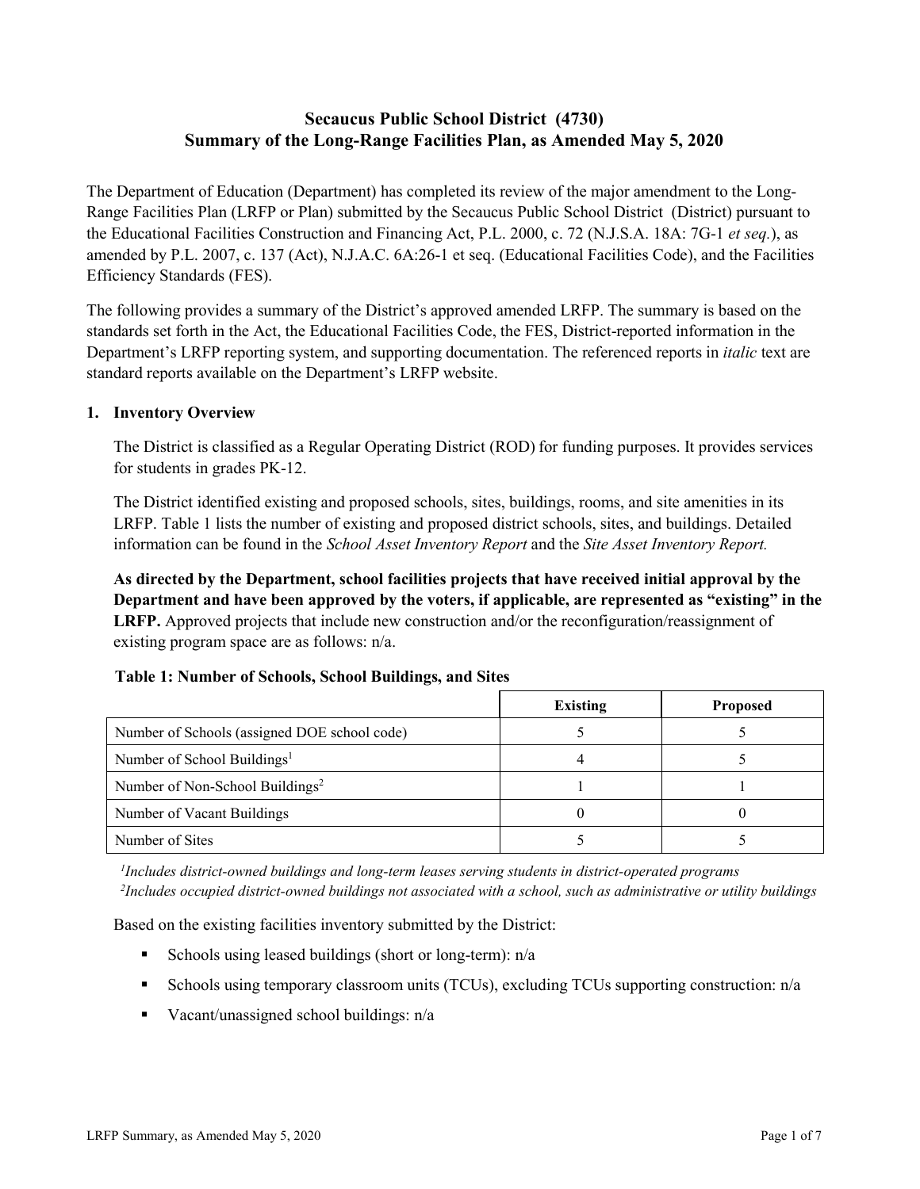# Secaucus Public School District (4730)
## Summary of the Long-Range Facilities Plan, as Amended May 5, 2020

The Department of Education (Department) has completed its review of the major amendment to the Long-Range Facilities Plan (LRFP or Plan) submitted by the Secaucus Public School District (District) pursuant to the Educational Facilities Construction and Financing Act, P.L. 2000, c. 72 (N.J.S.A. 18A: 7G-1 *et seq.*), as amended by P.L. 2007, c. 137 (Act), N.J.A.C. 6A:26-1 et seq. (Educational Facilities Code), and the Facilities Efficiency Standards (FES).

The following provides a summary of the District's approved amended LRFP. The summary is based on the standards set forth in the Act, the Educational Facilities Code, the FES, District-reported information in the Department's LRFP reporting system, and supporting documentation. The referenced reports in *italic* text are standard reports available on the Department's LRFP website.

### 1. Inventory Overview

The District is classified as a Regular Operating District (ROD) for funding purposes. It provides services for students in grades PK-12.

The District identified existing and proposed schools, sites, buildings, rooms, and site amenities in its LRFP. Table 1 lists the number of existing and proposed district schools, sites, and buildings. Detailed information can be found in the *School Asset Inventory Report* and the *Site Asset Inventory Report.*

**As directed by the Department, school facilities projects that have received initial approval by the Department and have been approved by the voters, if applicable, are represented as "existing" in the LRFP.** Approved projects that include new construction and/or the reconfiguration/reassignment of existing program space are as follows: n/a.

**Table 1: Number of Schools, School Buildings, and Sites**

| | Existing | Proposed |
|---|---|---|
| Number of Schools (assigned DOE school code) | 5 | 5 |
| Number of School Buildings[1] | 4 | 5 |
| Number of Non-School Buildings[2] | 1 | 1 |
| Number of Vacant Buildings | 0 | 0 |
| Number of Sites | 5 | 5 |

*[1]Includes district-owned buildings and long-term leases serving students in district-operated programs*
*[2]Includes occupied district-owned buildings not associated with a school, such as administrative or utility buildings*

Based on the existing facilities inventory submitted by the District:

- Schools using leased buildings (short or long-term): n/a
- Schools using temporary classroom units (TCUs), excluding TCUs supporting construction: n/a
- Vacant/unassigned school buildings: n/a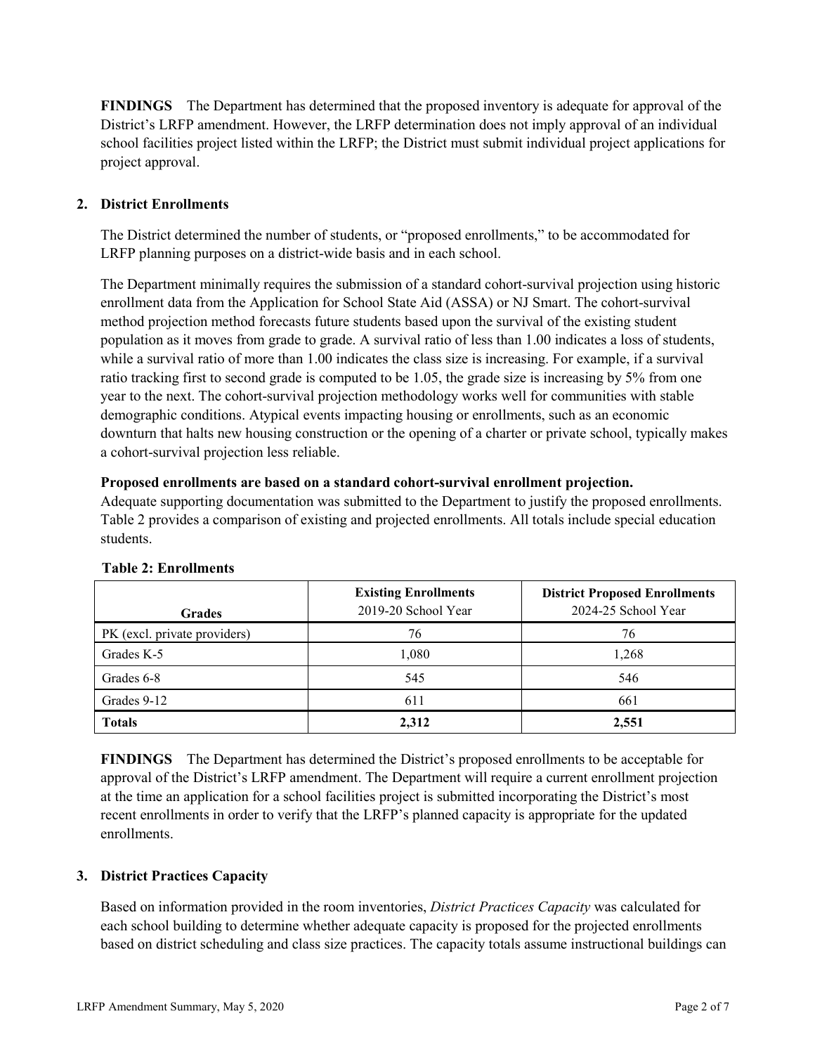**FINDINGS** The Department has determined that the proposed inventory is adequate for approval of the District's LRFP amendment. However, the LRFP determination does not imply approval of an individual school facilities project listed within the LRFP; the District must submit individual project applications for project approval.

## 2. District Enrollments

The District determined the number of students, or "proposed enrollments," to be accommodated for LRFP planning purposes on a district-wide basis and in each school.

The Department minimally requires the submission of a standard cohort-survival projection using historic enrollment data from the Application for School State Aid (ASSA) or NJ Smart. The cohort-survival method projection method forecasts future students based upon the survival of the existing student population as it moves from grade to grade. A survival ratio of less than 1.00 indicates a loss of students, while a survival ratio of more than 1.00 indicates the class size is increasing. For example, if a survival ratio tracking first to second grade is computed to be 1.05, the grade size is increasing by 5% from one year to the next. The cohort-survival projection methodology works well for communities with stable demographic conditions. Atypical events impacting housing or enrollments, such as an economic downturn that halts new housing construction or the opening of a charter or private school, typically makes a cohort-survival projection less reliable.

**Proposed enrollments are based on a standard cohort-survival enrollment projection.**
Adequate supporting documentation was submitted to the Department to justify the proposed enrollments. Table 2 provides a comparison of existing and projected enrollments. All totals include special education students.

**Table 2: Enrollments**

| Grades | Existing Enrollments 2019-20 School Year | District Proposed Enrollments 2024-25 School Year |
|---|---|---|
| PK (excl. private providers) | 76 | 76 |
| Grades K-5 | 1,080 | 1,268 |
| Grades 6-8 | 545 | 546 |
| Grades 9-12 | 611 | 661 |
| **Totals** | **2,312** | **2,551** |

**FINDINGS** The Department has determined the District's proposed enrollments to be acceptable for approval of the District's LRFP amendment. The Department will require a current enrollment projection at the time an application for a school facilities project is submitted incorporating the District's most recent enrollments in order to verify that the LRFP's planned capacity is appropriate for the updated enrollments.

## 3. District Practices Capacity

Based on information provided in the room inventories, *District Practices Capacity* was calculated for each school building to determine whether adequate capacity is proposed for the projected enrollments based on district scheduling and class size practices. The capacity totals assume instructional buildings can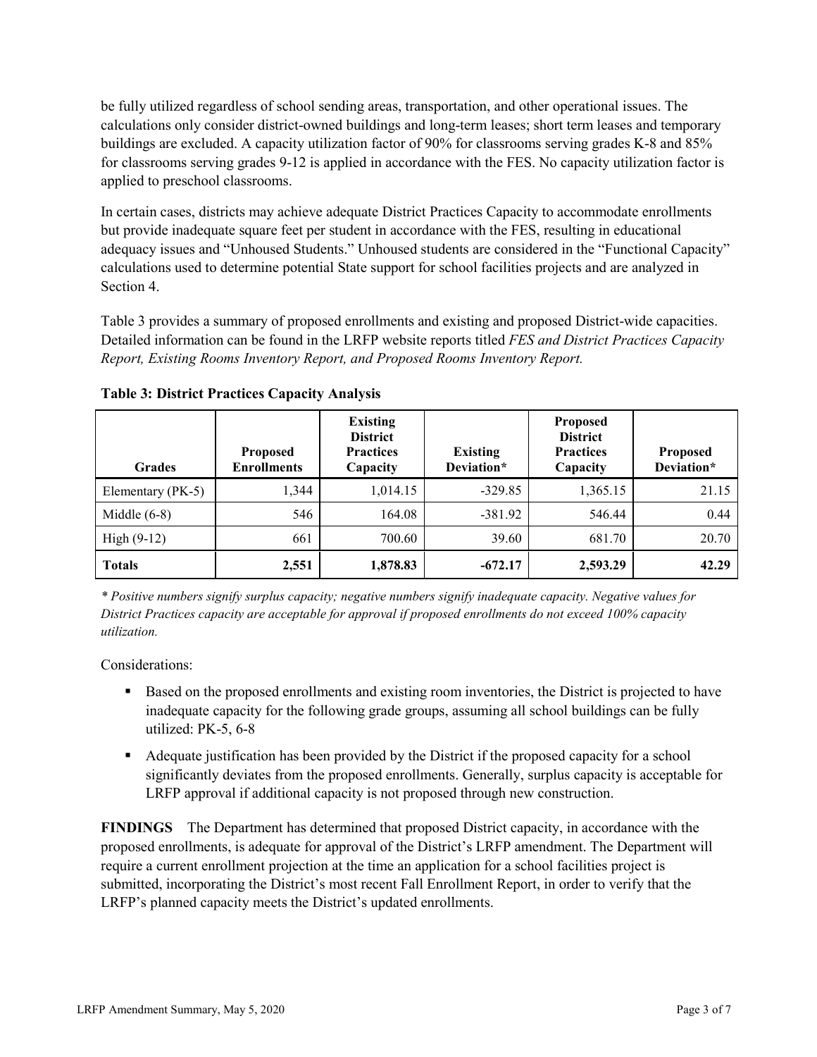be fully utilized regardless of school sending areas, transportation, and other operational issues. The calculations only consider district-owned buildings and long-term leases; short term leases and temporary buildings are excluded. A capacity utilization factor of 90% for classrooms serving grades K-8 and 85% for classrooms serving grades 9-12 is applied in accordance with the FES. No capacity utilization factor is applied to preschool classrooms.

In certain cases, districts may achieve adequate District Practices Capacity to accommodate enrollments but provide inadequate square feet per student in accordance with the FES, resulting in educational adequacy issues and "Unhoused Students." Unhoused students are considered in the "Functional Capacity" calculations used to determine potential State support for school facilities projects and are analyzed in Section 4.

Table 3 provides a summary of proposed enrollments and existing and proposed District-wide capacities. Detailed information can be found in the LRFP website reports titled *FES and District Practices Capacity Report, Existing Rooms Inventory Report, and Proposed Rooms Inventory Report.*

**Table 3: District Practices Capacity Analysis**

| Grades | Proposed Enrollments | Existing District Practices Capacity | Existing Deviation* | Proposed District Practices Capacity | Proposed Deviation* |
|---|---|---|---|---|---|
| Elementary (PK-5) | 1,344 | 1,014.15 | -329.85 | 1,365.15 | 21.15 |
| Middle (6-8) | 546 | 164.08 | -381.92 | 546.44 | 0.44 |
| High (9-12) | 661 | 700.60 | 39.60 | 681.70 | 20.70 |
| **Totals** | **2,551** | **1,878.83** | **-672.17** | **2,593.29** | **42.29** |

*\* Positive numbers signify surplus capacity; negative numbers signify inadequate capacity. Negative values for District Practices capacity are acceptable for approval if proposed enrollments do not exceed 100% capacity utilization.*

Considerations:

- Based on the proposed enrollments and existing room inventories, the District is projected to have inadequate capacity for the following grade groups, assuming all school buildings can be fully utilized: PK-5, 6-8
- Adequate justification has been provided by the District if the proposed capacity for a school significantly deviates from the proposed enrollments. Generally, surplus capacity is acceptable for LRFP approval if additional capacity is not proposed through new construction.

**FINDINGS** The Department has determined that proposed District capacity, in accordance with the proposed enrollments, is adequate for approval of the District's LRFP amendment. The Department will require a current enrollment projection at the time an application for a school facilities project is submitted, incorporating the District's most recent Fall Enrollment Report, in order to verify that the LRFP's planned capacity meets the District's updated enrollments.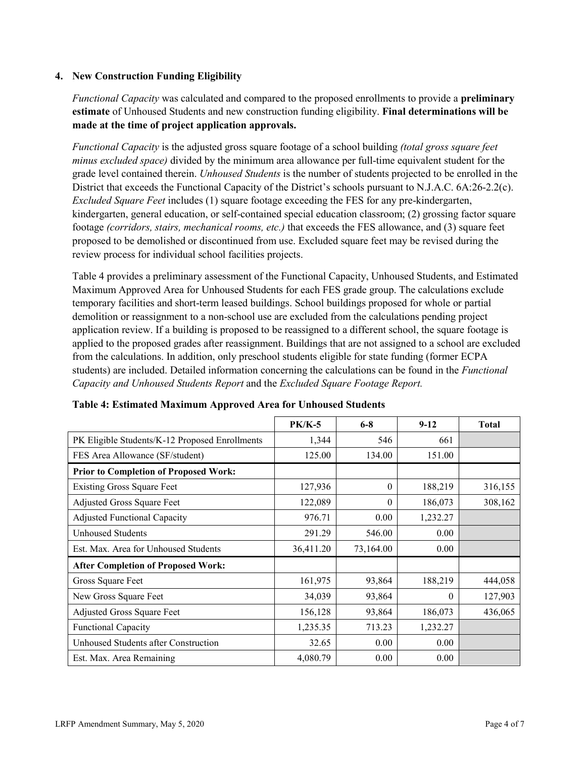### 4. New Construction Funding Eligibility

*Functional Capacity* was calculated and compared to the proposed enrollments to provide a **preliminary estimate** of Unhoused Students and new construction funding eligibility. **Final determinations will be made at the time of project application approvals.**

*Functional Capacity* is the adjusted gross square footage of a school building *(total gross square feet minus excluded space)* divided by the minimum area allowance per full-time equivalent student for the grade level contained therein. *Unhoused Students* is the number of students projected to be enrolled in the District that exceeds the Functional Capacity of the District's schools pursuant to N.J.A.C. 6A:26-2.2(c). *Excluded Square Feet* includes (1) square footage exceeding the FES for any pre-kindergarten, kindergarten, general education, or self-contained special education classroom; (2) grossing factor square footage *(corridors, stairs, mechanical rooms, etc.)* that exceeds the FES allowance, and (3) square feet proposed to be demolished or discontinued from use. Excluded square feet may be revised during the review process for individual school facilities projects.

Table 4 provides a preliminary assessment of the Functional Capacity, Unhoused Students, and Estimated Maximum Approved Area for Unhoused Students for each FES grade group. The calculations exclude temporary facilities and short-term leased buildings. School buildings proposed for whole or partial demolition or reassignment to a non-school use are excluded from the calculations pending project application review. If a building is proposed to be reassigned to a different school, the square footage is applied to the proposed grades after reassignment. Buildings that are not assigned to a school are excluded from the calculations. In addition, only preschool students eligible for state funding (former ECPA students) are included. Detailed information concerning the calculations can be found in the *Functional Capacity and Unhoused Students Report* and the *Excluded Square Footage Report.*

**Table 4: Estimated Maximum Approved Area for Unhoused Students**

| | PK/K-5 | 6-8 | 9-12 | Total |
|---|---|---|---|---|
| PK Eligible Students/K-12 Proposed Enrollments | 1,344 | 546 | 661 | |
| FES Area Allowance (SF/student) | 125.00 | 134.00 | 151.00 | |
| **Prior to Completion of Proposed Work:** | | | | |
| Existing Gross Square Feet | 127,936 | 0 | 188,219 | 316,155 |
| Adjusted Gross Square Feet | 122,089 | 0 | 186,073 | 308,162 |
| Adjusted Functional Capacity | 976.71 | 0.00 | 1,232.27 | |
| Unhoused Students | 291.29 | 546.00 | 0.00 | |
| Est. Max. Area for Unhoused Students | 36,411.20 | 73,164.00 | 0.00 | |
| **After Completion of Proposed Work:** | | | | |
| Gross Square Feet | 161,975 | 93,864 | 188,219 | 444,058 |
| New Gross Square Feet | 34,039 | 93,864 | 0 | 127,903 |
| Adjusted Gross Square Feet | 156,128 | 93,864 | 186,073 | 436,065 |
| Functional Capacity | 1,235.35 | 713.23 | 1,232.27 | |
| Unhoused Students after Construction | 32.65 | 0.00 | 0.00 | |
| Est. Max. Area Remaining | 4,080.79 | 0.00 | 0.00 | |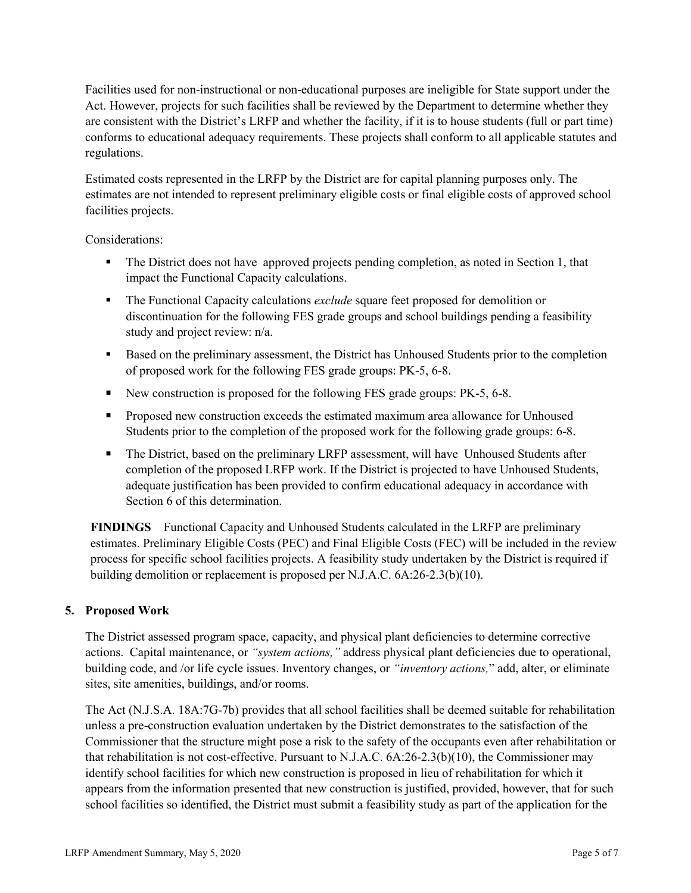Facilities used for non-instructional or non-educational purposes are ineligible for State support under the Act. However, projects for such facilities shall be reviewed by the Department to determine whether they are consistent with the District's LRFP and whether the facility, if it is to house students (full or part time) conforms to educational adequacy requirements. These projects shall conform to all applicable statutes and regulations.

Estimated costs represented in the LRFP by the District are for capital planning purposes only. The estimates are not intended to represent preliminary eligible costs or final eligible costs of approved school facilities projects.

Considerations:

- The District does not have approved projects pending completion, as noted in Section 1, that impact the Functional Capacity calculations.
- The Functional Capacity calculations *exclude* square feet proposed for demolition or discontinuation for the following FES grade groups and school buildings pending a feasibility study and project review: n/a.
- Based on the preliminary assessment, the District has Unhoused Students prior to the completion of proposed work for the following FES grade groups: PK-5, 6-8.
- New construction is proposed for the following FES grade groups: PK-5, 6-8.
- Proposed new construction exceeds the estimated maximum area allowance for Unhoused Students prior to the completion of the proposed work for the following grade groups: 6-8.
- The District, based on the preliminary LRFP assessment, will have Unhoused Students after completion of the proposed LRFP work. If the District is projected to have Unhoused Students, adequate justification has been provided to confirm educational adequacy in accordance with Section 6 of this determination.

**FINDINGS** Functional Capacity and Unhoused Students calculated in the LRFP are preliminary estimates. Preliminary Eligible Costs (PEC) and Final Eligible Costs (FEC) will be included in the review process for specific school facilities projects. A feasibility study undertaken by the District is required if building demolition or replacement is proposed per N.J.A.C. 6A:26-2.3(b)(10).

## 5. Proposed Work

The District assessed program space, capacity, and physical plant deficiencies to determine corrective actions. Capital maintenance, or *"system actions,"* address physical plant deficiencies due to operational, building code, and /or life cycle issues. Inventory changes, or *"inventory actions,"* add, alter, or eliminate sites, site amenities, buildings, and/or rooms.

The Act (N.J.S.A. 18A:7G-7b) provides that all school facilities shall be deemed suitable for rehabilitation unless a pre-construction evaluation undertaken by the District demonstrates to the satisfaction of the Commissioner that the structure might pose a risk to the safety of the occupants even after rehabilitation or that rehabilitation is not cost-effective. Pursuant to N.J.A.C. 6A:26-2.3(b)(10), the Commissioner may identify school facilities for which new construction is proposed in lieu of rehabilitation for which it appears from the information presented that new construction is justified, provided, however, that for such school facilities so identified, the District must submit a feasibility study as part of the application for the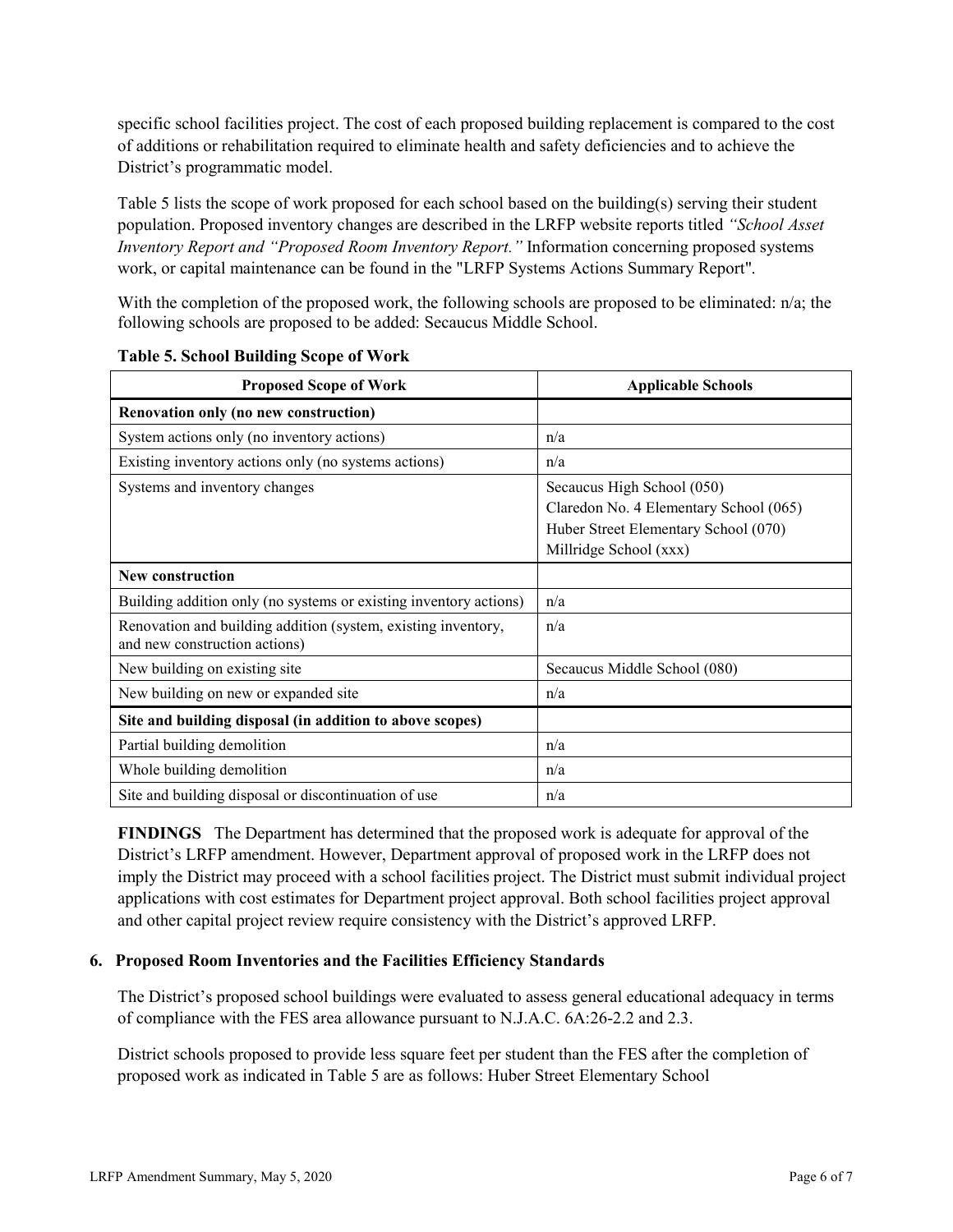specific school facilities project. The cost of each proposed building replacement is compared to the cost of additions or rehabilitation required to eliminate health and safety deficiencies and to achieve the District's programmatic model.

Table 5 lists the scope of work proposed for each school based on the building(s) serving their student population. Proposed inventory changes are described in the LRFP website reports titled *"School Asset Inventory Report and "Proposed Room Inventory Report."* Information concerning proposed systems work, or capital maintenance can be found in the "LRFP Systems Actions Summary Report".

With the completion of the proposed work, the following schools are proposed to be eliminated: n/a; the following schools are proposed to be added: Secaucus Middle School.

**Table 5. School Building Scope of Work**

| Proposed Scope of Work | Applicable Schools |
|---|---|
| **Renovation only (no new construction)** | |
| System actions only (no inventory actions) | n/a |
| Existing inventory actions only (no systems actions) | n/a |
| Systems and inventory changes | Secaucus High School (050)<br>Claredon No. 4 Elementary School (065)<br>Huber Street Elementary School (070)<br>Millridge School (xxx) |
| **New construction** | |
| Building addition only (no systems or existing inventory actions) | n/a |
| Renovation and building addition (system, existing inventory, and new construction actions) | n/a |
| New building on existing site | Secaucus Middle School (080) |
| New building on new or expanded site | n/a |
| **Site and building disposal (in addition to above scopes)** | |
| Partial building demolition | n/a |
| Whole building demolition | n/a |
| Site and building disposal or discontinuation of use | n/a |

**FINDINGS** The Department has determined that the proposed work is adequate for approval of the District's LRFP amendment. However, Department approval of proposed work in the LRFP does not imply the District may proceed with a school facilities project. The District must submit individual project applications with cost estimates for Department project approval. Both school facilities project approval and other capital project review require consistency with the District's approved LRFP.

### 6. Proposed Room Inventories and the Facilities Efficiency Standards

The District's proposed school buildings were evaluated to assess general educational adequacy in terms of compliance with the FES area allowance pursuant to N.J.A.C. 6A:26-2.2 and 2.3.

District schools proposed to provide less square feet per student than the FES after the completion of proposed work as indicated in Table 5 are as follows: Huber Street Elementary School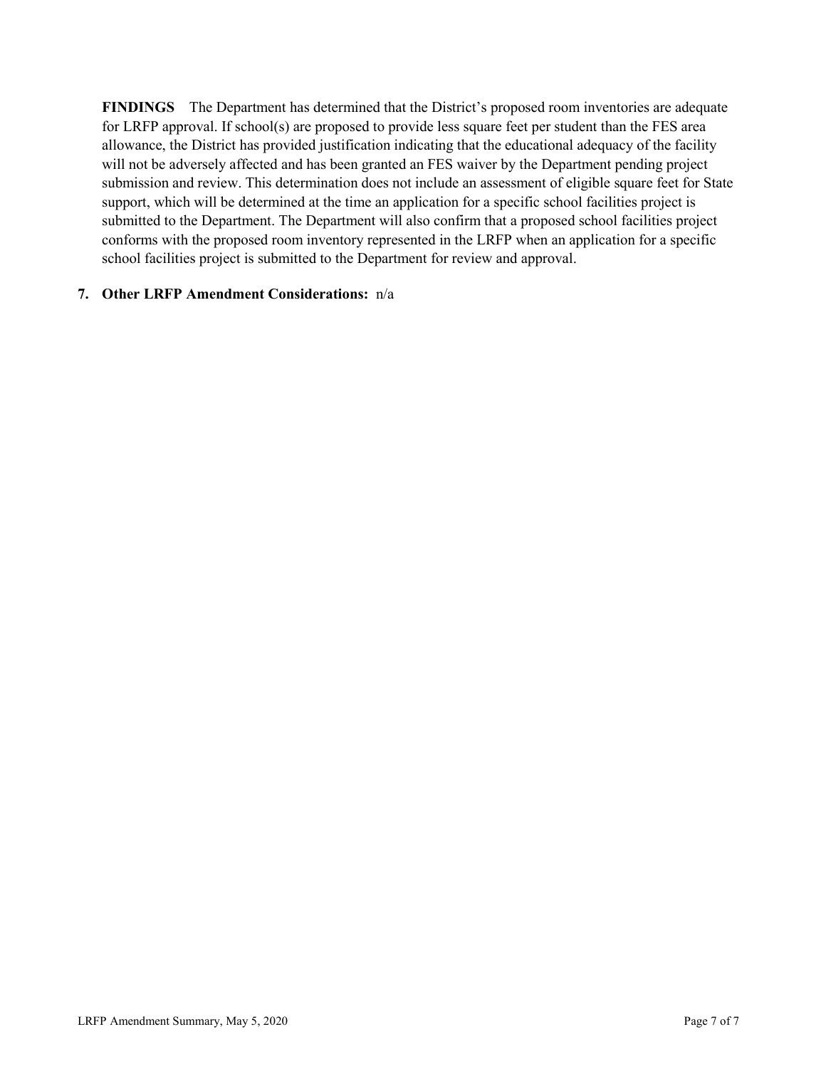**FINDINGS** The Department has determined that the District's proposed room inventories are adequate for LRFP approval. If school(s) are proposed to provide less square feet per student than the FES area allowance, the District has provided justification indicating that the educational adequacy of the facility will not be adversely affected and has been granted an FES waiver by the Department pending project submission and review. This determination does not include an assessment of eligible square feet for State support, which will be determined at the time an application for a specific school facilities project is submitted to the Department. The Department will also confirm that a proposed school facilities project conforms with the proposed room inventory represented in the LRFP when an application for a specific school facilities project is submitted to the Department for review and approval.

**7. Other LRFP Amendment Considerations:** n/a